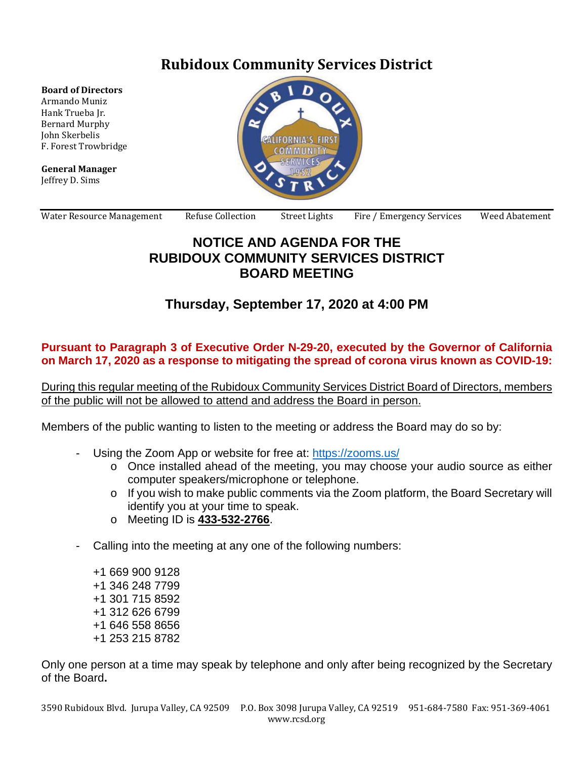# Rubidoux Community Services District

**Board of Directors**
Armando Muniz
Hank Trueba Jr.
Bernard Murphy
John Skerbelis
F. Forest Trowbridge

**General Manager**
Jeffrey D. Sims

Water Resource Management | Refuse Collection | Street Lights | Fire / Emergency Services | Weed Abatement

## NOTICE AND AGENDA FOR THE RUBIDOUX COMMUNITY SERVICES DISTRICT BOARD MEETING

### Thursday, September 17, 2020 at 4:00 PM

**Pursuant to Paragraph 3 of Executive Order N-29-20, executed by the Governor of California on March 17, 2020 as a response to mitigating the spread of corona virus known as COVID-19:**

<u>During this regular meeting of the Rubidoux Community Services District Board of Directors, members of the public will not be allowed to attend and address the Board in person.</u>

Members of the public wanting to listen to the meeting or address the Board may do so by:

- Using the Zoom App or website for free at: https://zooms.us/
  - Once installed ahead of the meeting, you may choose your audio source as either computer speakers/microphone or telephone.
  - If you wish to make public comments via the Zoom platform, the Board Secretary will identify you at your time to speak.
  - Meeting ID is **433-532-2766**.

- Calling into the meeting at any one of the following numbers:

  +1 669 900 9128
  +1 346 248 7799
  +1 301 715 8592
  +1 312 626 6799
  +1 646 558 8656
  +1 253 215 8782

Only one person at a time may speak by telephone and only after being recognized by the Secretary of the Board**.**

3590 Rubidoux Blvd. Jurupa Valley, CA 92509 P.O. Box 3098 Jurupa Valley, CA 92519 951-684-7580 Fax: 951-369-4061
www.rcsd.org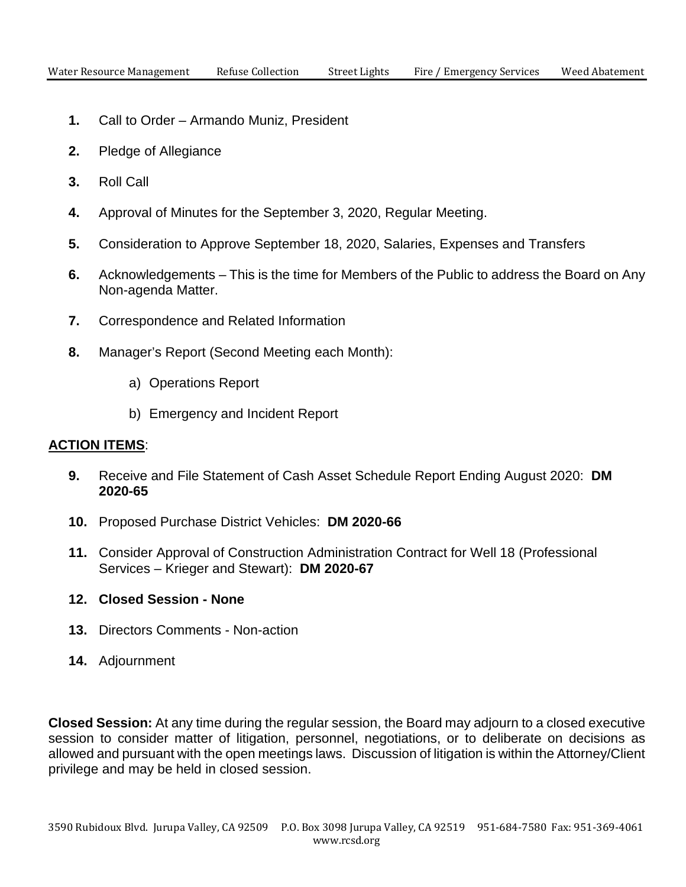Water Resource Management Refuse Collection Street Lights Fire / Emergency Services Weed Abatement

1. Call to Order – Armando Muniz, President

2. Pledge of Allegiance

3. Roll Call

4. Approval of Minutes for the September 3, 2020, Regular Meeting.

5. Consideration to Approve September 18, 2020, Salaries, Expenses and Transfers

6. Acknowledgements – This is the time for Members of the Public to address the Board on Any Non-agenda Matter.

7. Correspondence and Related Information

8. Manager's Report (Second Meeting each Month):

   a) Operations Report

   b) Emergency and Incident Report

**ACTION ITEMS**:

9. Receive and File Statement of Cash Asset Schedule Report Ending August 2020: **DM 2020-65**

10. Proposed Purchase District Vehicles: **DM 2020-66**

11. Consider Approval of Construction Administration Contract for Well 18 (Professional Services – Krieger and Stewart): **DM 2020-67**

12. **Closed Session - None**

13. Directors Comments - Non-action

14. Adjournment

**Closed Session:** At any time during the regular session, the Board may adjourn to a closed executive session to consider matter of litigation, personnel, negotiations, or to deliberate on decisions as allowed and pursuant with the open meetings laws. Discussion of litigation is within the Attorney/Client privilege and may be held in closed session.

3590 Rubidoux Blvd. Jurupa Valley, CA 92509 P.O. Box 3098 Jurupa Valley, CA 92519 951-684-7580 Fax: 951-369-4061
www.rcsd.org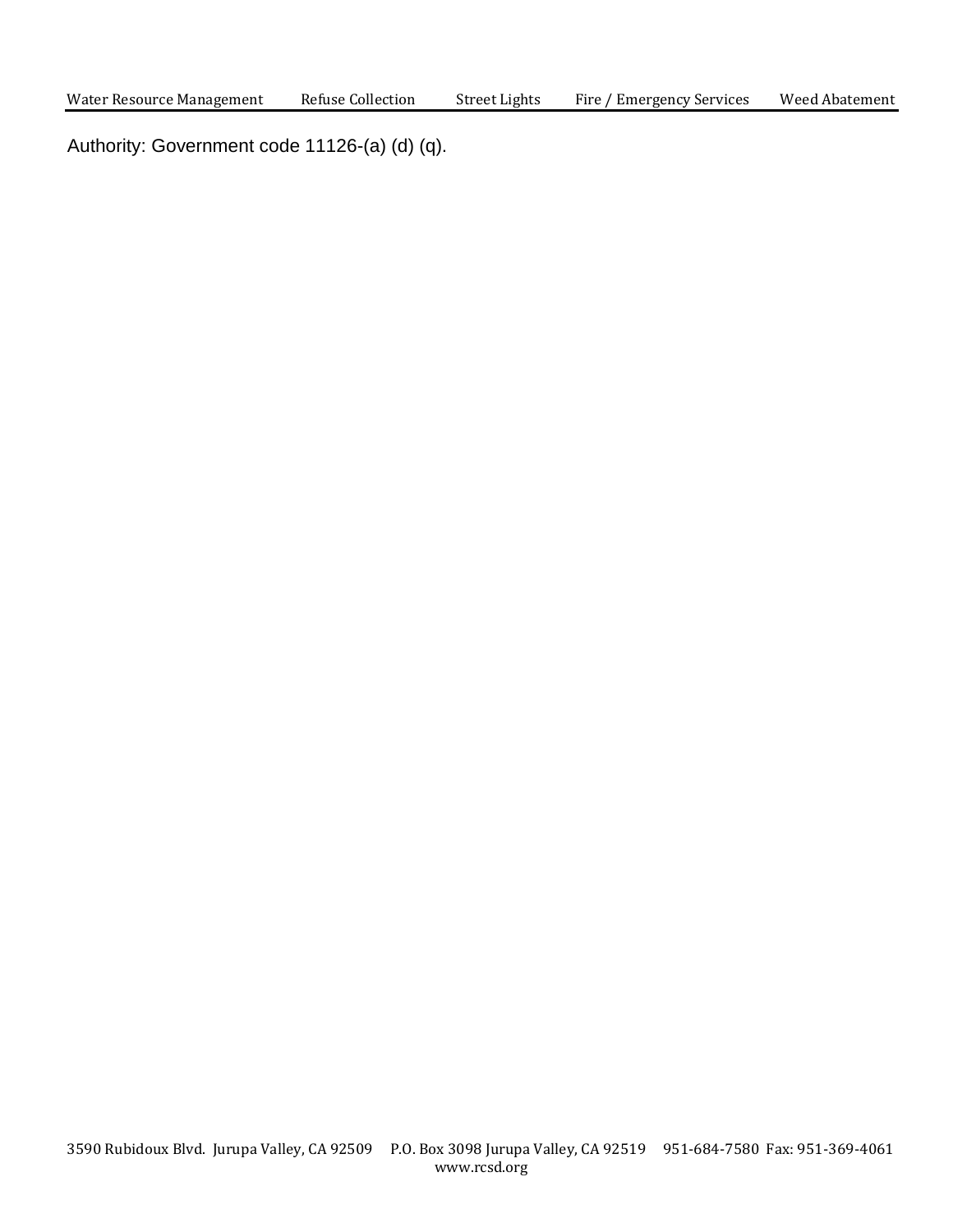Authority: Government code 11126-(a) (d) (q).